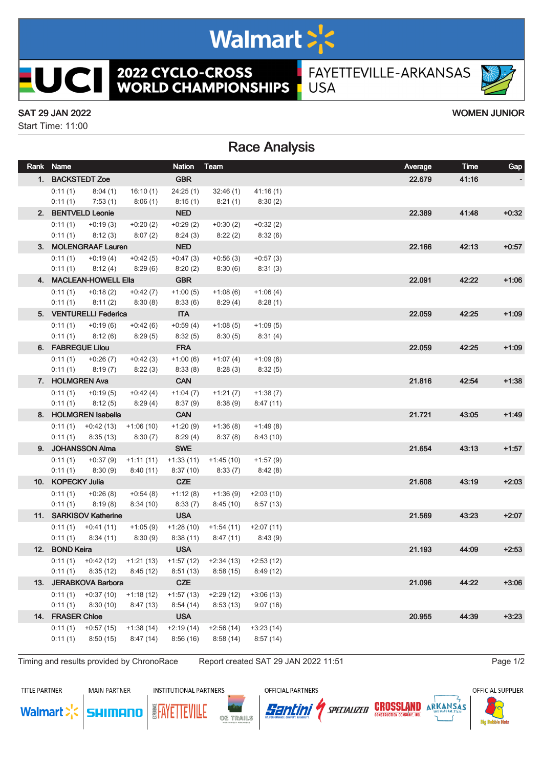# 2022 CYCLO-CROSS WORLD CHAMPIONSHIPS

FAYETTEVILLE-ARKANSAS USA

SAT 29 JAN 2022 — WOMEN JUNIOR

Start Time: 11:00

## Race Analysis

| Rank | Name | Nation | Team | | | | Average | Time | Gap |
|---|---|---|---|---|---|---|---|---|---|
| 1. | BACKSTEDT Zoe | GBR | | | | | 22.679 | 41:16 | - |
| | 0:11 (1) | 8:04 (1) | 16:10 (1) | 24:25 (1) | 32:46 (1) | 41:16 (1) | | | |
| | 0:11 (1) | 7:53 (1) | 8:06 (1) | 8:15 (1) | 8:21 (1) | 8:30 (2) | | | |
| 2. | BENTVELD Leonie | NED | | | | | 22.389 | 41:48 | +0:32 |
| | 0:11 (1) | +0:19 (3) | +0:20 (2) | +0:29 (2) | +0:30 (2) | +0:32 (2) | | | |
| | 0:11 (1) | 8:12 (3) | 8:07 (2) | 8:24 (3) | 8:22 (2) | 8:32 (6) | | | |
| 3. | MOLENGRAAF Lauren | NED | | | | | 22.166 | 42:13 | +0:57 |
| | 0:11 (1) | +0:19 (4) | +0:42 (5) | +0:47 (3) | +0:56 (3) | +0:57 (3) | | | |
| | 0:11 (1) | 8:12 (4) | 8:29 (6) | 8:20 (2) | 8:30 (6) | 8:31 (3) | | | |
| 4. | MACLEAN-HOWELL Ella | GBR | | | | | 22.091 | 42:22 | +1:06 |
| | 0:11 (1) | +0:18 (2) | +0:42 (7) | +1:00 (5) | +1:08 (6) | +1:06 (4) | | | |
| | 0:11 (1) | 8:11 (2) | 8:30 (8) | 8:33 (6) | 8:29 (4) | 8:28 (1) | | | |
| 5. | VENTURELLI Federica | ITA | | | | | 22.059 | 42:25 | +1:09 |
| | 0:11 (1) | +0:19 (6) | +0:42 (6) | +0:59 (4) | +1:08 (5) | +1:09 (5) | | | |
| | 0:11 (1) | 8:12 (6) | 8:29 (5) | 8:32 (5) | 8:30 (5) | 8:31 (4) | | | |
| 6. | FABREGUE Lilou | FRA | | | | | 22.059 | 42:25 | +1:09 |
| | 0:11 (1) | +0:26 (7) | +0:42 (3) | +1:00 (6) | +1:07 (4) | +1:09 (6) | | | |
| | 0:11 (1) | 8:19 (7) | 8:22 (3) | 8:33 (8) | 8:28 (3) | 8:32 (5) | | | |
| 7. | HOLMGREN Ava | CAN | | | | | 21.816 | 42:54 | +1:38 |
| | 0:11 (1) | +0:19 (5) | +0:42 (4) | +1:04 (7) | +1:21 (7) | +1:38 (7) | | | |
| | 0:11 (1) | 8:12 (5) | 8:29 (4) | 8:37 (9) | 8:38 (9) | 8:47 (11) | | | |
| 8. | HOLMGREN Isabella | CAN | | | | | 21.721 | 43:05 | +1:49 |
| | 0:11 (1) | +0:42 (13) | +1:06 (10) | +1:20 (9) | +1:36 (8) | +1:49 (8) | | | |
| | 0:11 (1) | 8:35 (13) | 8:30 (7) | 8:29 (4) | 8:37 (8) | 8:43 (10) | | | |
| 9. | JOHANSSON Alma | SWE | | | | | 21.654 | 43:13 | +1:57 |
| | 0:11 (1) | +0:37 (9) | +1:11 (11) | +1:33 (11) | +1:45 (10) | +1:57 (9) | | | |
| | 0:11 (1) | 8:30 (9) | 8:40 (11) | 8:37 (10) | 8:33 (7) | 8:42 (8) | | | |
| 10. | KOPECKY Julia | CZE | | | | | 21.608 | 43:19 | +2:03 |
| | 0:11 (1) | +0:26 (8) | +0:54 (8) | +1:12 (8) | +1:36 (9) | +2:03 (10) | | | |
| | 0:11 (1) | 8:19 (8) | 8:34 (10) | 8:33 (7) | 8:45 (10) | 8:57 (13) | | | |
| 11. | SARKISOV Katherine | USA | | | | | 21.569 | 43:23 | +2:07 |
| | 0:11 (1) | +0:41 (11) | +1:05 (9) | +1:28 (10) | +1:54 (11) | +2:07 (11) | | | |
| | 0:11 (1) | 8:34 (11) | 8:30 (9) | 8:38 (11) | 8:47 (11) | 8:43 (9) | | | |
| 12. | BOND Keira | USA | | | | | 21.193 | 44:09 | +2:53 |
| | 0:11 (1) | +0:42 (12) | +1:21 (13) | +1:57 (12) | +2:34 (13) | +2:53 (12) | | | |
| | 0:11 (1) | 8:35 (12) | 8:45 (12) | 8:51 (13) | 8:58 (15) | 8:49 (12) | | | |
| 13. | JERABKOVA Barbora | CZE | | | | | 21.096 | 44:22 | +3:06 |
| | 0:11 (1) | +0:37 (10) | +1:18 (12) | +1:57 (13) | +2:29 (12) | +3:06 (13) | | | |
| | 0:11 (1) | 8:30 (10) | 8:47 (13) | 8:54 (14) | 8:53 (13) | 9:07 (16) | | | |
| 14. | FRASER Chloe | USA | | | | | 20.955 | 44:39 | +3:23 |
| | 0:11 (1) | +0:57 (15) | +1:38 (14) | +2:19 (14) | +2:56 (14) | +3:23 (14) | | | |
| | 0:11 (1) | 8:50 (15) | 8:47 (14) | 8:56 (16) | 8:58 (14) | 8:57 (14) | | | |

Timing and results provided by ChronoRace — Report created SAT 29 JAN 2022 11:51

TITLE PARTNER: Walmart — MAIN PARTNER: SHIMANO — INSTITUTIONAL PARTNERS: Experience Fayetteville, OZ TRAILS — OFFICIAL PARTNERS: Santini, Specialized, CROSSLAND Construction Company, Inc., Arkansas The Natural State — OFFICIAL SUPPLIER: Big Bobble Hats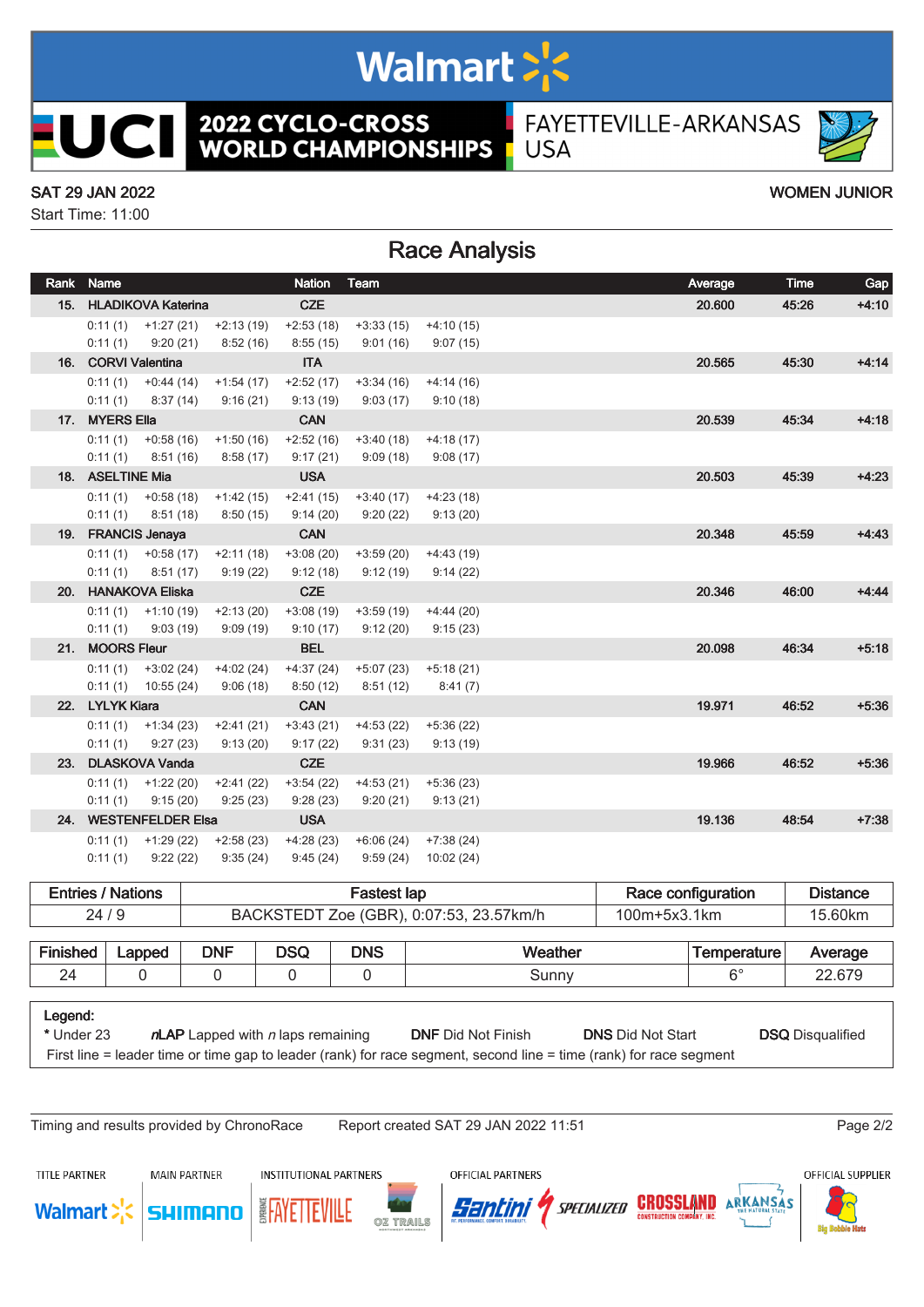# 2022 CYCLO-CROSS WORLD CHAMPIONSHIPS

FAYETTEVILLE-ARKANSAS USA

SAT 29 JAN 2022

Start Time: 11:00

WOMEN JUNIOR

## Race Analysis

| Rank | Name | | | Nation | Team | | Average | Time | Gap |
|---|---|---|---|---|---|---|---|---|---|
| 15. | HLADIKOVA Katerina | | | CZE | | | 20.600 | 45:26 | +4:10 |
| 0:11 (1) | +1:27 (21) | +2:13 (19) | +2:53 (18) | +3:33 (15) | +4:10 (15) | | | | |
| 0:11 (1) | 9:20 (21) | 8:52 (16) | 8:55 (15) | 9:01 (16) | 9:07 (15) | | | | |
| 16. | CORVI Valentina | | | ITA | | | 20.565 | 45:30 | +4:14 |
| 0:11 (1) | +0:44 (14) | +1:54 (17) | +2:52 (17) | +3:34 (16) | +4:14 (16) | | | | |
| 0:11 (1) | 8:37 (14) | 9:16 (21) | 9:13 (19) | 9:03 (17) | 9:10 (18) | | | | |
| 17. | MYERS Ella | | | CAN | | | 20.539 | 45:34 | +4:18 |
| 0:11 (1) | +0:58 (16) | +1:50 (16) | +2:52 (16) | +3:40 (18) | +4:18 (17) | | | | |
| 0:11 (1) | 8:51 (16) | 8:58 (17) | 9:17 (21) | 9:09 (18) | 9:08 (17) | | | | |
| 18. | ASELTINE Mia | | | USA | | | 20.503 | 45:39 | +4:23 |
| 0:11 (1) | +0:58 (18) | +1:42 (15) | +2:41 (15) | +3:40 (17) | +4:23 (18) | | | | |
| 0:11 (1) | 8:51 (18) | 8:50 (15) | 9:14 (20) | 9:20 (22) | 9:13 (20) | | | | |
| 19. | FRANCIS Jenaya | | | CAN | | | 20.348 | 45:59 | +4:43 |
| 0:11 (1) | +0:58 (17) | +2:11 (18) | +3:08 (20) | +3:59 (20) | +4:43 (19) | | | | |
| 0:11 (1) | 8:51 (17) | 9:19 (22) | 9:12 (18) | 9:12 (19) | 9:14 (22) | | | | |
| 20. | HANAKOVA Eliska | | | CZE | | | 20.346 | 46:00 | +4:44 |
| 0:11 (1) | +1:10 (19) | +2:13 (20) | +3:08 (19) | +3:59 (19) | +4:44 (20) | | | | |
| 0:11 (1) | 9:03 (19) | 9:09 (19) | 9:10 (17) | 9:12 (20) | 9:15 (23) | | | | |
| 21. | MOORS Fleur | | | BEL | | | 20.098 | 46:34 | +5:18 |
| 0:11 (1) | +3:02 (24) | +4:02 (24) | +4:37 (24) | +5:07 (23) | +5:18 (21) | | | | |
| 0:11 (1) | 10:55 (24) | 9:06 (18) | 8:50 (12) | 8:51 (12) | 8:41 (7) | | | | |
| 22. | LYLYK Kiara | | | CAN | | | 19.971 | 46:52 | +5:36 |
| 0:11 (1) | +1:34 (23) | +2:41 (21) | +3:43 (21) | +4:53 (22) | +5:36 (22) | | | | |
| 0:11 (1) | 9:27 (23) | 9:13 (20) | 9:17 (22) | 9:31 (23) | 9:13 (19) | | | | |
| 23. | DLASKOVA Vanda | | | CZE | | | 19.966 | 46:52 | +5:36 |
| 0:11 (1) | +1:22 (20) | +2:41 (22) | +3:54 (22) | +4:53 (21) | +5:36 (23) | | | | |
| 0:11 (1) | 9:15 (20) | 9:25 (23) | 9:28 (23) | 9:20 (21) | 9:13 (21) | | | | |
| 24. | WESTENFELDER Elsa | | | USA | | | 19.136 | 48:54 | +7:38 |
| 0:11 (1) | +1:29 (22) | +2:58 (23) | +4:28 (23) | +6:06 (24) | +7:38 (24) | | | | |
| 0:11 (1) | 9:22 (22) | 9:35 (24) | 9:45 (24) | 9:59 (24) | 10:02 (24) | | | | |

| Entries / Nations | Fastest lap | Race configuration | Distance |
|---|---|---|---|
| 24 / 9 | BACKSTEDT Zoe (GBR), 0:07:53, 23.57km/h | 100m+5x3.1km | 15.60km |

| Finished | Lapped | DNF | DSQ | DNS | Weather | Temperature | Average |
|---|---|---|---|---|---|---|---|
| 24 | 0 | 0 | 0 | 0 | Sunny | 6° | 22.679 |

**Legend:**
\* Under 23 — *n***LAP** Lapped with *n* laps remaining — **DNF** Did Not Finish — **DNS** Did Not Start — **DSQ** Disqualified

First line = leader time or time gap to leader (rank) for race segment, second line = time (rank) for race segment

Timing and results provided by ChronoRace — Report created SAT 29 JAN 2022 11:51

TITLE PARTNER: Walmart — MAIN PARTNER: SHIMANO — INSTITUTIONAL PARTNERS: Experience Fayetteville, OZ TRAILS — OFFICIAL PARTNERS: Santini, Specialized, Crossland Construction Company, Inc., Arkansas The Natural State — OFFICIAL SUPPLIER: Big Bobble Hats